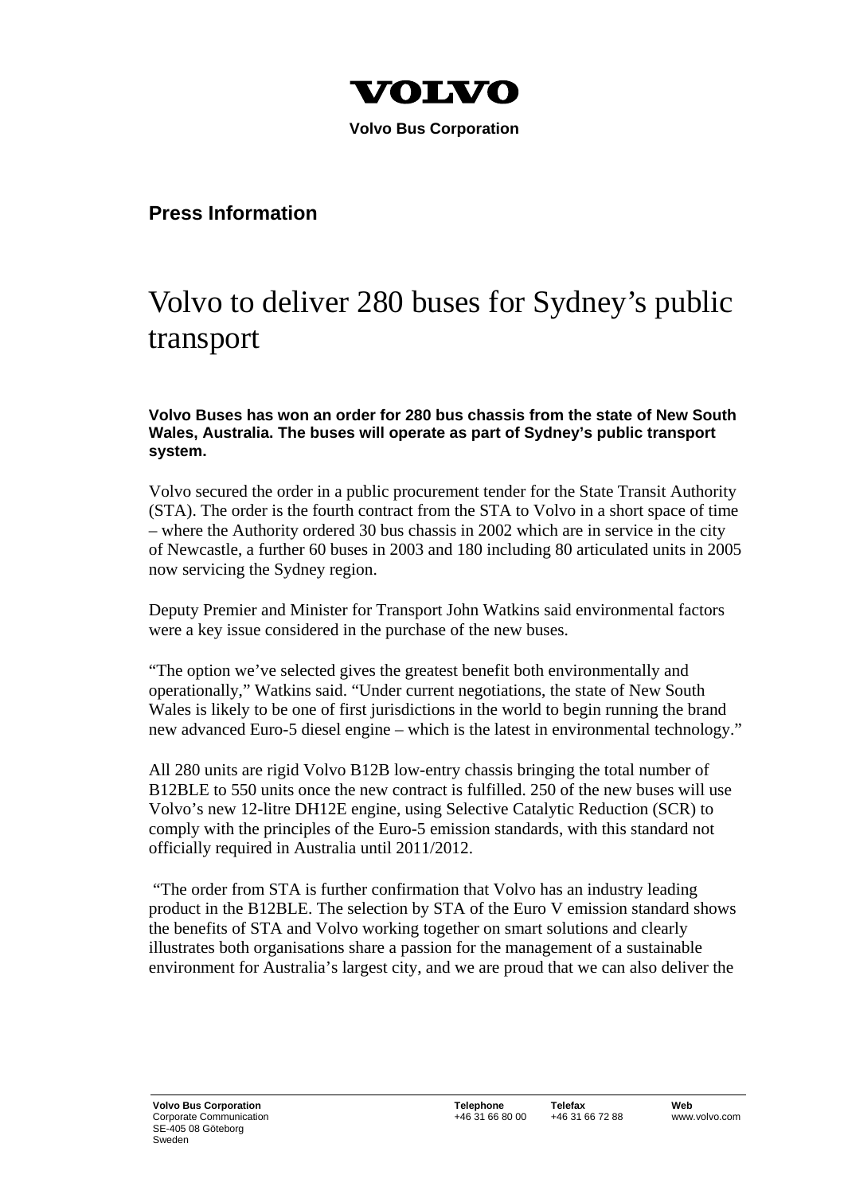VOLVO

**Volvo Bus Corporation**

**Press Information**

# Volvo to deliver 280 buses for Sydney's public transport

**Volvo Buses has won an order for 280 bus chassis from the state of New South Wales, Australia. The buses will operate as part of Sydney's public transport system.**

Volvo secured the order in a public procurement tender for the State Transit Authority (STA). The order is the fourth contract from the STA to Volvo in a short space of time – where the Authority ordered 30 bus chassis in 2002 which are in service in the city of Newcastle, a further 60 buses in 2003 and 180 including 80 articulated units in 2005 now servicing the Sydney region.

Deputy Premier and Minister for Transport John Watkins said environmental factors were a key issue considered in the purchase of the new buses.

"The option we've selected gives the greatest benefit both environmentally and operationally," Watkins said. "Under current negotiations, the state of New South Wales is likely to be one of first jurisdictions in the world to begin running the brand new advanced Euro-5 diesel engine – which is the latest in environmental technology."

All 280 units are rigid Volvo B12B low-entry chassis bringing the total number of B12BLE to 550 units once the new contract is fulfilled. 250 of the new buses will use Volvo's new 12-litre DH12E engine, using Selective Catalytic Reduction (SCR) to comply with the principles of the Euro-5 emission standards, with this standard not officially required in Australia until 2011/2012.

"The order from STA is further confirmation that Volvo has an industry leading product in the B12BLE. The selection by STA of the Euro V emission standard shows the benefits of STA and Volvo working together on smart solutions and clearly illustrates both organisations share a passion for the management of a sustainable environment for Australia's largest city, and we are proud that we can also deliver the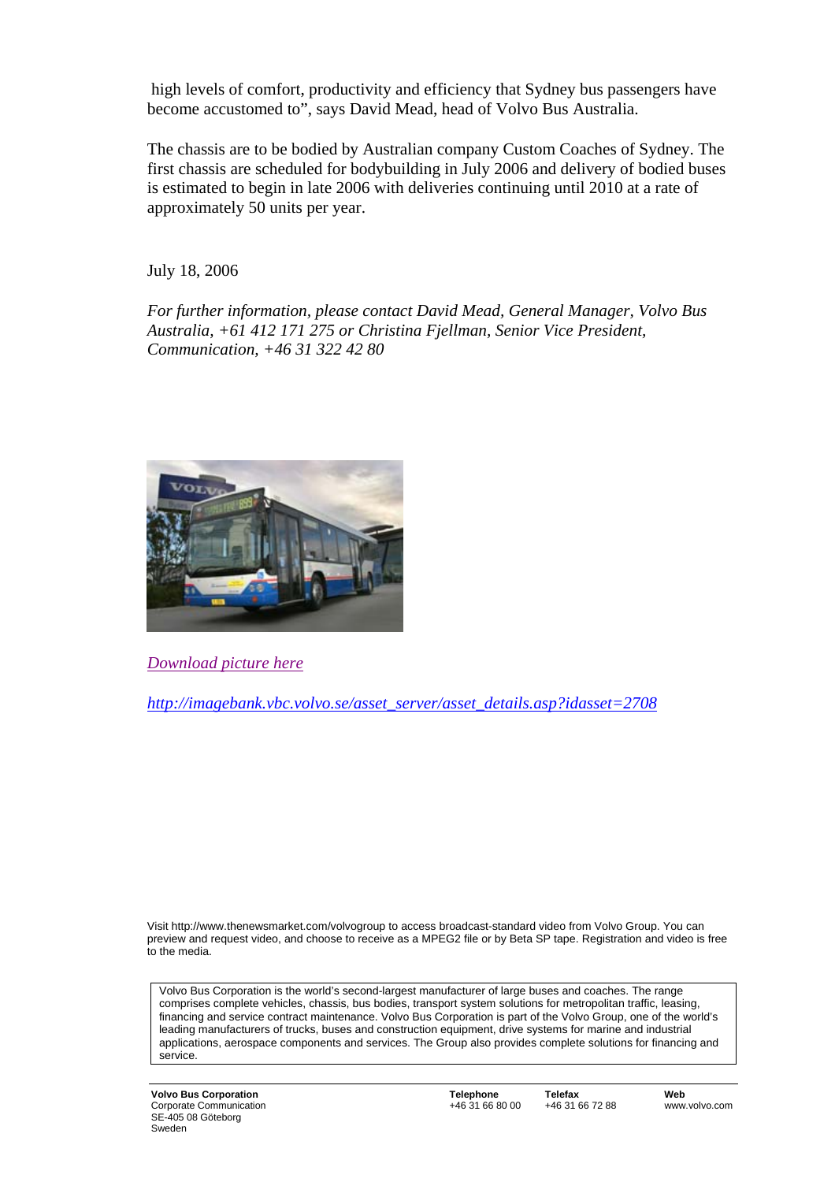high levels of comfort, productivity and efficiency that Sydney bus passengers have become accustomed to", says David Mead, head of Volvo Bus Australia.

The chassis are to be bodied by Australian company Custom Coaches of Sydney. The first chassis are scheduled for bodybuilding in July 2006 and delivery of bodied buses is estimated to begin in late 2006 with deliveries continuing until 2010 at a rate of approximately 50 units per year.

July 18, 2006

*For further information, please contact David Mead, General Manager, Volvo Bus Australia, +61 412 171 275 or Christina Fjellman, Senior Vice President, Communication, +46 31 322 42 80*

*Download picture here*

*http://imagebank.vbc.volvo.se/asset_server/asset_details.asp?idasset=2708*

Visit http://www.thenewsmarket.com/volvogroup to access broadcast-standard video from Volvo Group. You can preview and request video, and choose to receive as a MPEG2 file or by Beta SP tape. Registration and video is free to the media.

Volvo Bus Corporation is the world's second-largest manufacturer of large buses and coaches. The range comprises complete vehicles, chassis, bus bodies, transport system solutions for metropolitan traffic, leasing, financing and service contract maintenance. Volvo Bus Corporation is part of the Volvo Group, one of the world's leading manufacturers of trucks, buses and construction equipment, drive systems for marine and industrial applications, aerospace components and services. The Group also provides complete solutions for financing and service.

**Volvo Bus Corporation**
Corporate Communication
SE-405 08 Göteborg
Sweden

**Telephone**
+46 31 66 80 00

**Telefax**
+46 31 66 72 88

**Web**
www.volvo.com